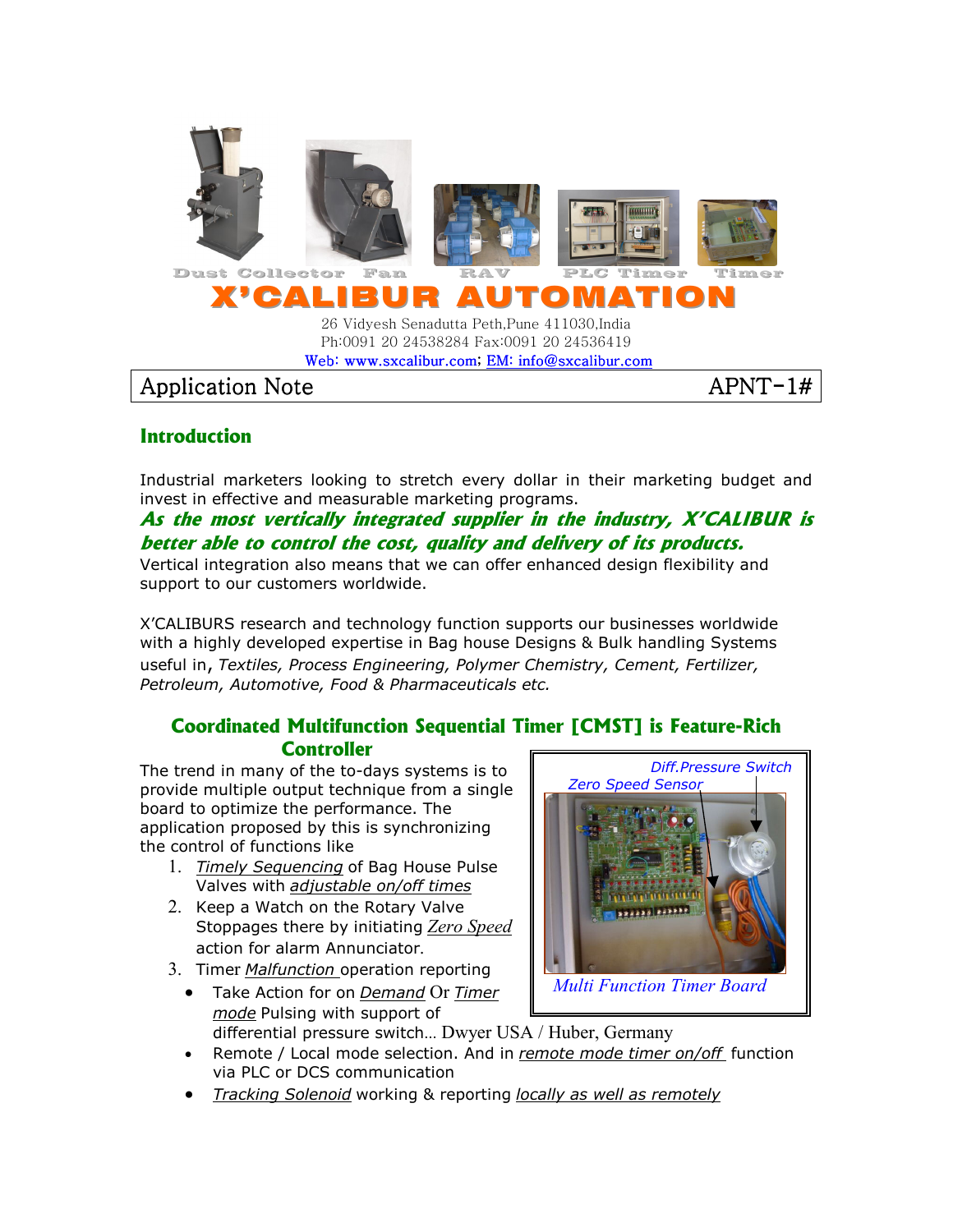Dust Collector Fan RAV PLC Timer Timer

# X'CALIBUR AUTOMATION

26 Vidyesh Senadutta Peth,Pune 411030,India
Ph:0091 20 24538284 Fax:0091 20 24536419
Web: www.sxcalibur.com; EM: info@sxcalibur.com

| Application Note | APNT-1# |
|---|---|

## Introduction

Industrial marketers looking to stretch every dollar in their marketing budget and invest in effective and measurable marketing programs.

***As the most vertically integrated supplier in the industry, X'CALIBUR is better able to control the cost, quality and delivery of its products.***

Vertical integration also means that we can offer enhanced design flexibility and support to our customers worldwide.

X'CALIBURS research and technology function supports our businesses worldwide with a highly developed expertise in Bag house Designs & Bulk handling Systems useful in, *Textiles, Process Engineering, Polymer Chemistry, Cement, Fertilizer, Petroleum, Automotive, Food & Pharmaceuticals etc.*

## Coordinated Multifunction Sequential Timer [CMST] is Feature-Rich Controller

The trend in many of the to-days systems is to provide multiple output technique from a single board to optimize the performance. The application proposed by this is synchronizing the control of functions like

1. *Timely Sequencing* of Bag House Pulse Valves with *adjustable on/off times*
2. Keep a Watch on the Rotary Valve Stoppages there by initiating *Zero Speed* action for alarm Annunciator.
3. Timer *Malfunction* operation reporting

- Take Action for on *Demand* Or *Timer mode* Pulsing with support of differential pressure switch… Dwyer USA / Huber, Germany
- Remote / Local mode selection. And in *remote mode timer on/off* function via PLC or DCS communication
- *Tracking Solenoid* working & reporting *locally as well as remotely*

Diff.Pressure Switch
Zero Speed Sensor

*Multi Function Timer Board*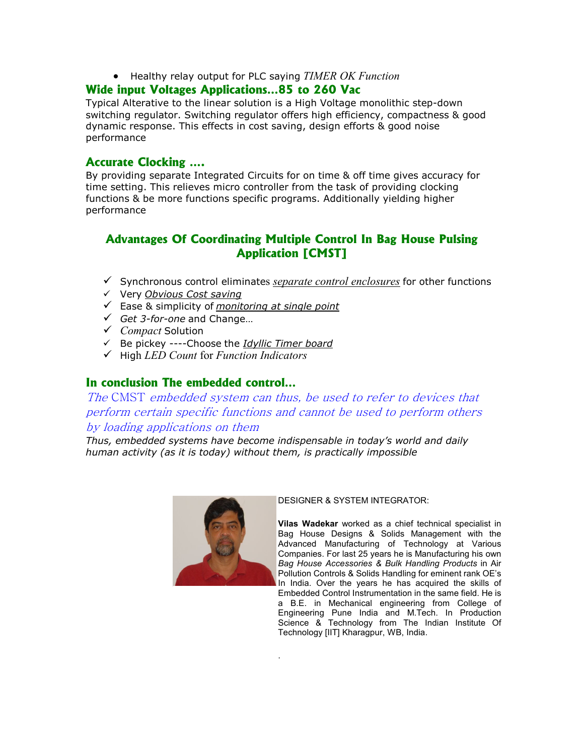- Healthy relay output for PLC saying *TIMER OK Function*

## Wide input Voltages Applications…85 to 260 Vac

Typical Alterative to the linear solution is a High Voltage monolithic step-down switching regulator. Switching regulator offers high efficiency, compactness & good dynamic response. This effects in cost saving, design efforts & good noise performance

## Accurate Clocking ….

By providing separate Integrated Circuits for on time & off time gives accuracy for time setting. This relieves micro controller from the task of providing clocking functions & be more functions specific programs. Additionally yielding higher performance

## Advantages Of Coordinating Multiple Control In Bag House Pulsing Application [CMST]

- ✓ Synchronous control eliminates *separate control enclosures* for other functions
- ✓ Very *Obvious Cost saving*
- ✓ Ease & simplicity of *monitoring at single point*
- ✓ *Get 3-for-one* and Change…
- ✓ *Compact* Solution
- ✓ Be pickey ----Choose the *Idyllic Timer board*
- ✓ High *LED Count* for *Function Indicators*

## In conclusion The embedded control…

*The CMST embedded system can thus, be used to refer to devices that perform certain specific functions and cannot be used to perform others by loading applications on them*

*Thus, embedded systems have become indispensable in today's world and daily human activity (as it is today) without them, is practically impossible*

DESIGNER & SYSTEM INTEGRATOR:

**Vilas Wadekar** worked as a chief technical specialist in Bag House Designs & Solids Management with the Advanced Manufacturing of Technology at Various Companies. For last 25 years he is Manufacturing his own *Bag House Accessories & Bulk Handling Products* in Air Pollution Controls & Solids Handling for eminent rank OE's In India. Over the years he has acquired the skills of Embedded Control Instrumentation in the same field. He is a B.E. in Mechanical engineering from College of Engineering Pune India and M.Tech. In Production Science & Technology from The Indian Institute Of Technology [IIT] Kharagpur, WB, India.